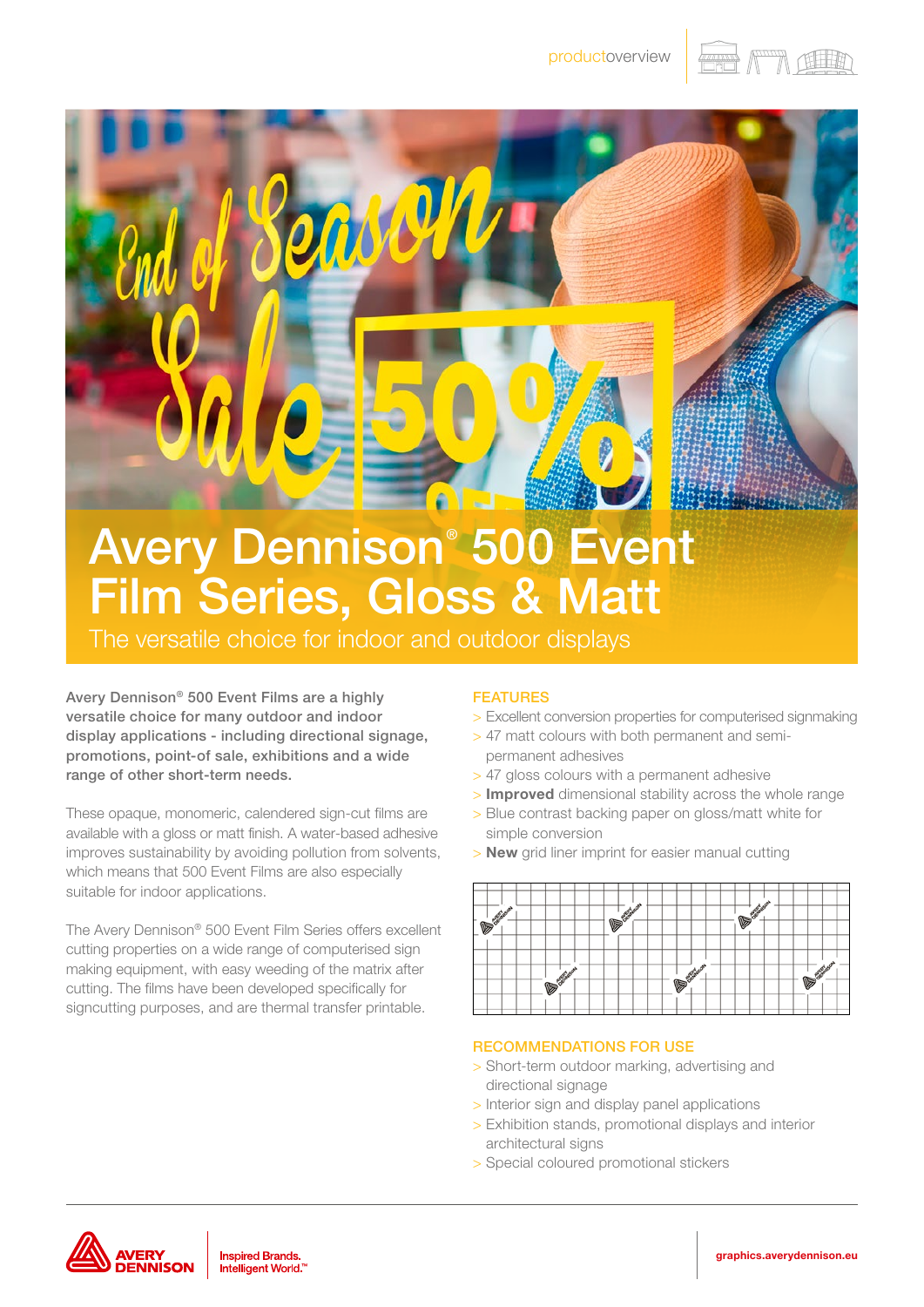# Avery Dennison® 500 Event Film Series, Gloss & Matt

The versatile choice for indoor and outdoor displays

**Avery Dennison® 500 Event Films are a highly versatile choice for many outdoor and indoor display applications - including directional signage, promotions, point-of sale, exhibitions and a wide range of other short-term needs.**

These opaque, monomeric, calendered sign-cut films are available with a gloss or matt finish. A water-based adhesive improves sustainability by avoiding pollution from solvents, which means that 500 Event Films are also especially suitable for indoor applications.

The Avery Dennison® 500 Event Film Series offers excellent cutting properties on a wide range of computerised sign making equipment, with easy weeding of the matrix after cutting. The films have been developed specifically for signcutting purposes, and are thermal transfer printable.

## FEATURES

- Excellent conversion properties for computerised signmaking
- 47 matt colours with both permanent and semi-permanent adhesives
- 47 gloss colours with a permanent adhesive
- **Improved** dimensional stability across the whole range
- Blue contrast backing paper on gloss/matt white for simple conversion
- **New** grid liner imprint for easier manual cutting

## RECOMMENDATIONS FOR USE

- Short-term outdoor marking, advertising and directional signage
- Interior sign and display panel applications
- Exhibition stands, promotional displays and interior architectural signs
- Special coloured promotional stickers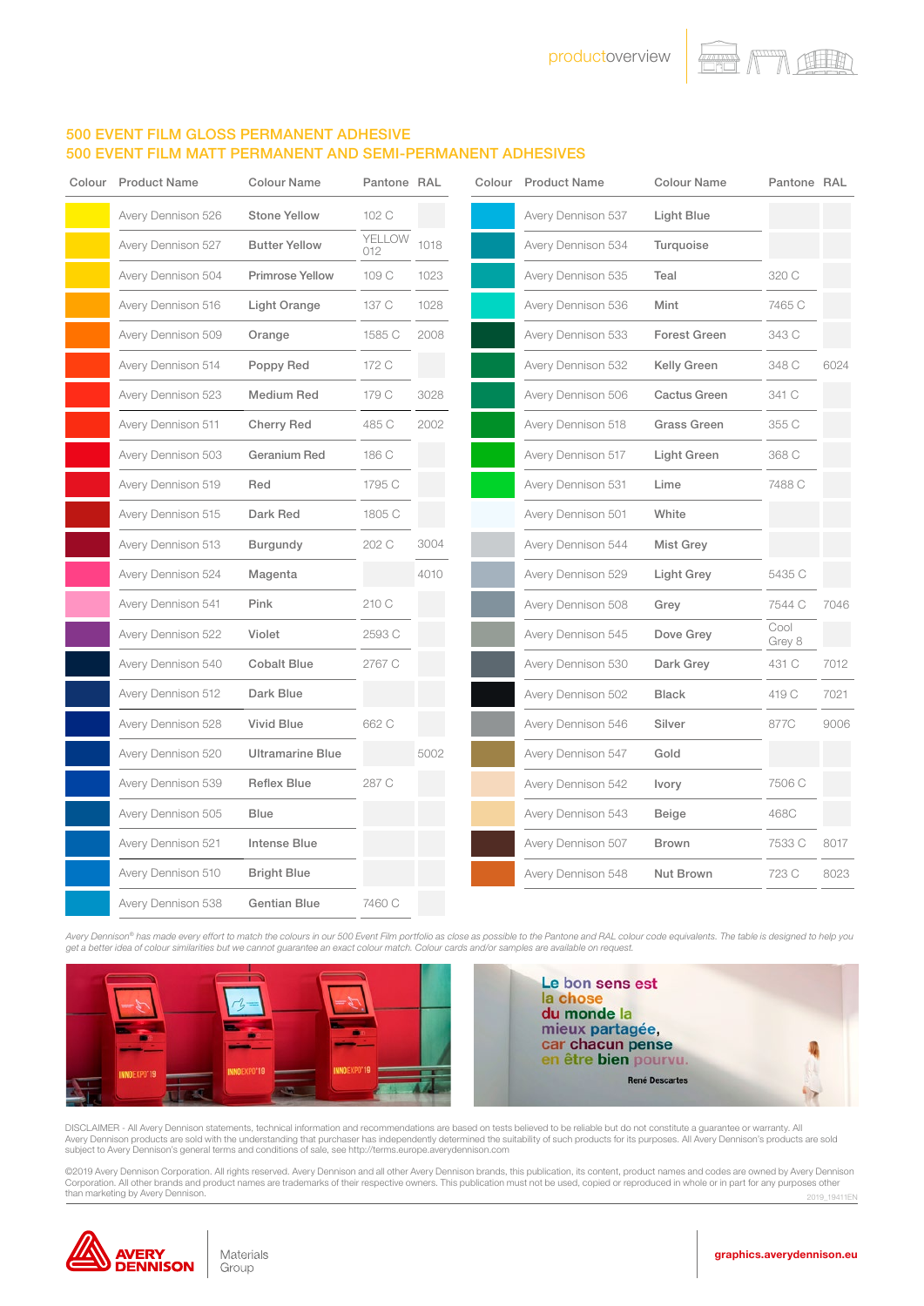## 500 EVENT FILM GLOSS PERMANENT ADHESIVE
## 500 EVENT FILM MATT PERMANENT AND SEMI-PERMANENT ADHESIVES

| Colour | Product Name | Colour Name | Pantone | RAL |
|---|---|---|---|---|
| | Avery Dennison 526 | Stone Yellow | 102 C | |
| | Avery Dennison 527 | Butter Yellow | YELLOW 012 | 1018 |
| | Avery Dennison 504 | Primrose Yellow | 109 C | 1023 |
| | Avery Dennison 516 | Light Orange | 137 C | 1028 |
| | Avery Dennison 509 | Orange | 1585 C | 2008 |
| | Avery Dennison 514 | Poppy Red | 172 C | |
| | Avery Dennison 523 | Medium Red | 179 C | 3028 |
| | Avery Dennison 511 | Cherry Red | 485 C | 2002 |
| | Avery Dennison 503 | Geranium Red | 186 C | |
| | Avery Dennison 519 | Red | 1795 C | |
| | Avery Dennison 515 | Dark Red | 1805 C | |
| | Avery Dennison 513 | Burgundy | 202 C | 3004 |
| | Avery Dennison 524 | Magenta | | 4010 |
| | Avery Dennison 541 | Pink | 210 C | |
| | Avery Dennison 522 | Violet | 2593 C | |
| | Avery Dennison 540 | Cobalt Blue | 2767 C | |
| | Avery Dennison 512 | Dark Blue | | |
| | Avery Dennison 528 | Vivid Blue | 662 C | |
| | Avery Dennison 520 | Ultramarine Blue | | 5002 |
| | Avery Dennison 539 | Reflex Blue | 287 C | |
| | Avery Dennison 505 | Blue | | |
| | Avery Dennison 521 | Intense Blue | | |
| | Avery Dennison 510 | Bright Blue | | |
| | Avery Dennison 538 | Gentian Blue | 7460 C | |
| | Avery Dennison 537 | Light Blue | | |
| | Avery Dennison 534 | Turquoise | | |
| | Avery Dennison 535 | Teal | 320 C | |
| | Avery Dennison 536 | Mint | 7465 C | |
| | Avery Dennison 533 | Forest Green | 343 C | |
| | Avery Dennison 532 | Kelly Green | 348 C | 6024 |
| | Avery Dennison 506 | Cactus Green | 341 C | |
| | Avery Dennison 518 | Grass Green | 355 C | |
| | Avery Dennison 517 | Light Green | 368 C | |
| | Avery Dennison 531 | Lime | 7488 C | |
| | Avery Dennison 501 | White | | |
| | Avery Dennison 544 | Mist Grey | | |
| | Avery Dennison 529 | Light Grey | 5435 C | |
| | Avery Dennison 508 | Grey | 7544 C | 7046 |
| | Avery Dennison 545 | Dove Grey | Cool Grey 8 | |
| | Avery Dennison 530 | Dark Grey | 431 C | 7012 |
| | Avery Dennison 502 | Black | 419 C | 7021 |
| | Avery Dennison 546 | Silver | 877C | 9006 |
| | Avery Dennison 547 | Gold | | |
| | Avery Dennison 542 | Ivory | 7506 C | |
| | Avery Dennison 543 | Beige | 468C | |
| | Avery Dennison 507 | Brown | 7533 C | 8017 |
| | Avery Dennison 548 | Nut Brown | 723 C | 8023 |

*Avery Dennison® has made every effort to match the colours in our 500 Event Film portfolio as close as possible to the Pantone and RAL colour code equivalents. The table is designed to help you get a better idea of colour similarities but we cannot guarantee an exact colour match. Colour cards and/or samples are available on request.*

DISCLAIMER - All Avery Dennison statements, technical information and recommendations are based on tests believed to be reliable but do not constitute a guarantee or warranty. All Avery Dennison products are sold with the understanding that purchaser has independently determined the suitability of such products for its purposes. All Avery Dennison's products are sold subject to Avery Dennison's general terms and conditions of sale, see http://terms.europe.averydennison.com

©2019 Avery Dennison Corporation. All rights reserved. Avery Dennison and all other Avery Dennison brands, this publication, its content, product names and codes are owned by Avery Dennison Corporation. All other brands and product names are trademarks of their respective owners. This publication must not be used, copied or reproduced in whole or in part for any purposes other than marketing by Avery Dennison.

2019_19411EN

AVERY DENNISON Materials Group

graphics.averydennison.eu